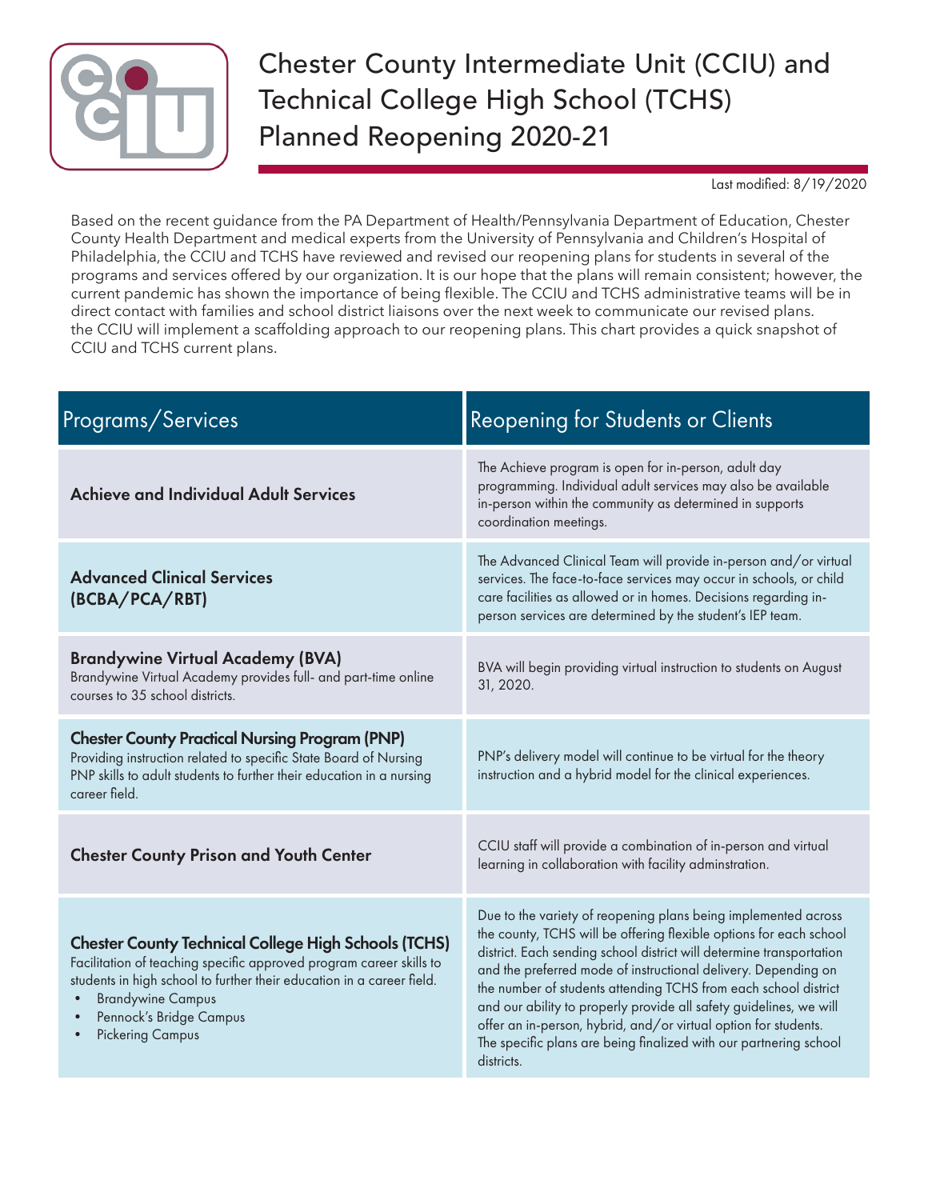# Chester County Intermediate Unit (CCIU) and Technical College High School (TCHS) Planned Reopening 2020-21

Last modified: 8/19/2020

Based on the recent guidance from the PA Department of Health/Pennsylvania Department of Education, Chester County Health Department and medical experts from the University of Pennsylvania and Children's Hospital of Philadelphia, the CCIU and TCHS have reviewed and revised our reopening plans for students in several of the programs and services offered by our organization. It is our hope that the plans will remain consistent; however, the current pandemic has shown the importance of being flexible. The CCIU and TCHS administrative teams will be in direct contact with families and school district liaisons over the next week to communicate our revised plans. the CCIU will implement a scaffolding approach to our reopening plans. This chart provides a quick snapshot of CCIU and TCHS current plans.

| Programs/Services | Reopening for Students or Clients |
|---|---|
| **Achieve and Individual Adult Services** | The Achieve program is open for in-person, adult day programming. Individual adult services may also be available in-person within the community as determined in supports coordination meetings. |
| **Advanced Clinical Services (BCBA/PCA/RBT)** | The Advanced Clinical Team will provide in-person and/or virtual services. The face-to-face services may occur in schools, or child care facilities as allowed or in homes. Decisions regarding in-person services are determined by the student's IEP team. |
| **Brandywine Virtual Academy (BVA)**<br>Brandywine Virtual Academy provides full- and part-time online courses to 35 school districts. | BVA will begin providing virtual instruction to students on August 31, 2020. |
| **Chester County Practical Nursing Program (PNP)**<br>Providing instruction related to specific State Board of Nursing PNP skills to adult students to further their education in a nursing career field. | PNP's delivery model will continue to be virtual for the theory instruction and a hybrid model for the clinical experiences. |
| **Chester County Prison and Youth Center** | CCIU staff will provide a combination of in-person and virtual learning in collaboration with facility adminstration. |
| **Chester County Technical College High Schools (TCHS)**<br>Facilitation of teaching specific approved program career skills to students in high school to further their education in a career field.<br>• Brandywine Campus<br>• Pennock's Bridge Campus<br>• Pickering Campus | Due to the variety of reopening plans being implemented across the county, TCHS will be offering flexible options for each school district. Each sending school district will determine transportation and the preferred mode of instructional delivery. Depending on the number of students attending TCHS from each school district and our ability to properly provide all safety guidelines, we will offer an in-person, hybrid, and/or virtual option for students. The specific plans are being finalized with our partnering school districts. |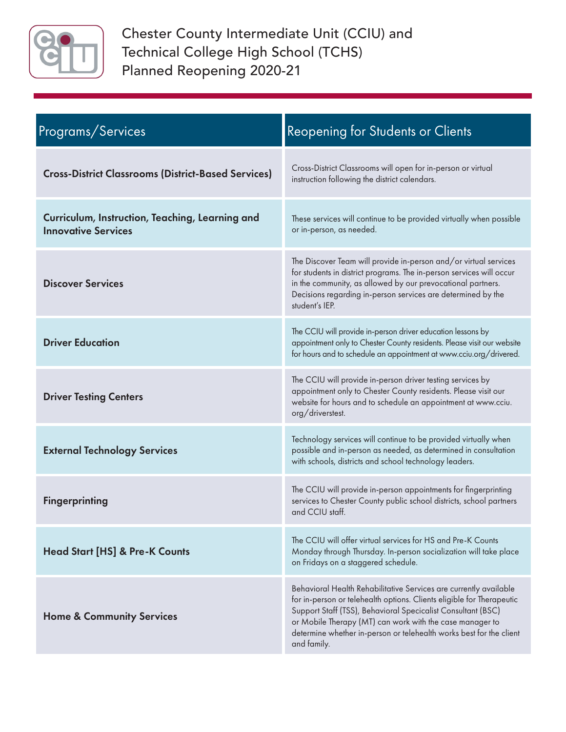# Chester County Intermediate Unit (CCIU) and Technical College High School (TCHS) Planned Reopening 2020-21

| Programs/Services | Reopening for Students or Clients |
| --- | --- |
| **Cross-District Classrooms (District-Based Services)** | Cross-District Classrooms will open for in-person or virtual instruction following the district calendars. |
| **Curriculum, Instruction, Teaching, Learning and Innovative Services** | These services will continue to be provided virtually when possible or in-person, as needed. |
| **Discover Services** | The Discover Team will provide in-person and/or virtual services for students in district programs. The in-person services will occur in the community, as allowed by our prevocational partners. Decisions regarding in-person services are determined by the student's IEP. |
| **Driver Education** | The CCIU will provide in-person driver education lessons by appointment only to Chester County residents. Please visit our website for hours and to schedule an appointment at www.cciu.org/drivered. |
| **Driver Testing Centers** | The CCIU will provide in-person driver testing services by appointment only to Chester County residents. Please visit our website for hours and to schedule an appointment at www.cciu.org/driverstest. |
| **External Technology Services** | Technology services will continue to be provided virtually when possible and in-person as needed, as determined in consultation with schools, districts and school technology leaders. |
| **Fingerprinting** | The CCIU will provide in-person appointments for fingerprinting services to Chester County public school districts, school partners and CCIU staff. |
| **Head Start [HS] & Pre-K Counts** | The CCIU will offer virtual services for HS and Pre-K Counts Monday through Thursday. In-person socialization will take place on Fridays on a staggered schedule. |
| **Home & Community Services** | Behavioral Health Rehabilitative Services are currently available for in-person or telehealth options. Clients eligible for Therapeutic Support Staff (TSS), Behavioral Specialist Consultant (BSC) or Mobile Therapy (MT) can work with the case manager to determine whether in-person or telehealth works best for the client and family. |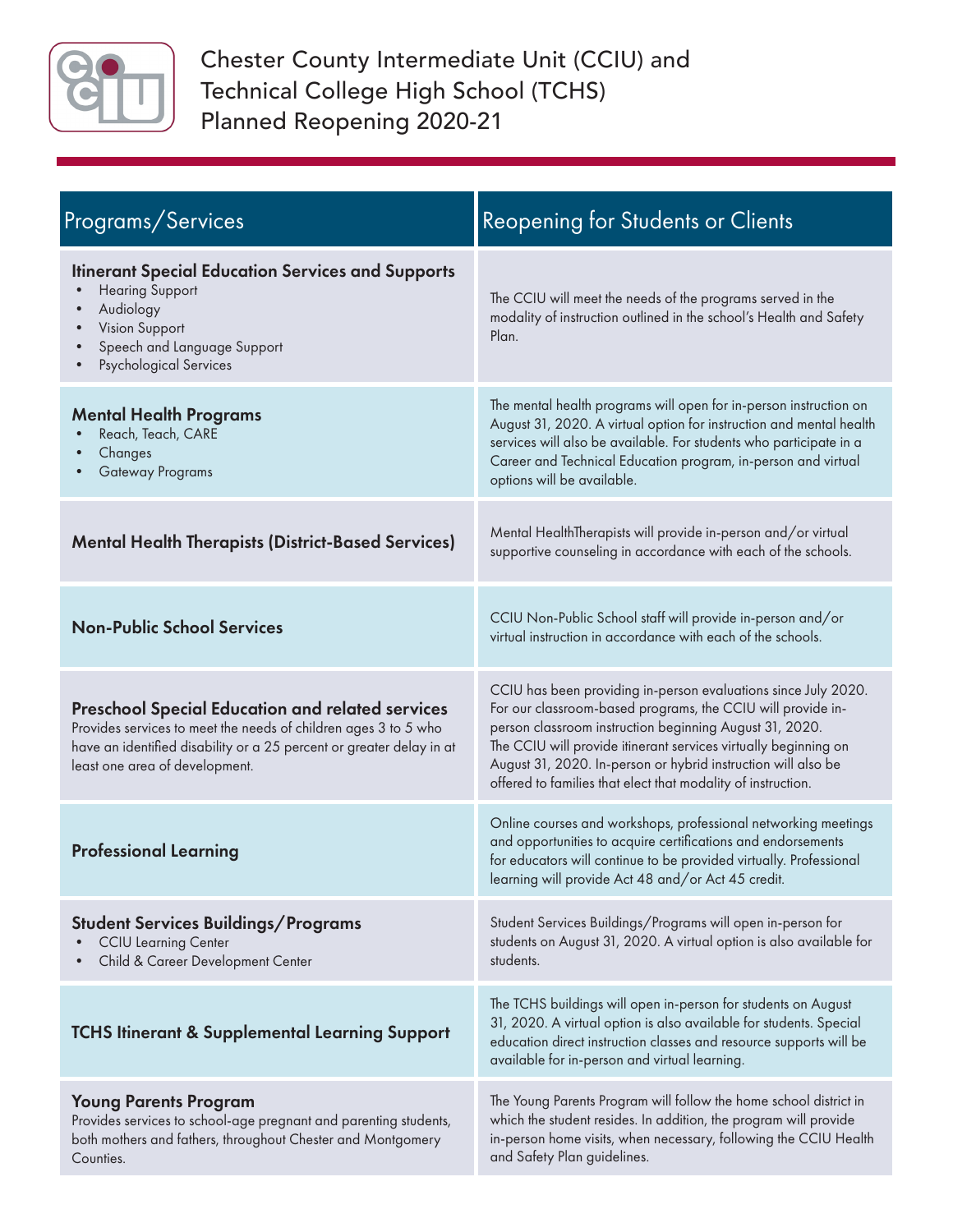# Chester County Intermediate Unit (CCIU) and Technical College High School (TCHS) Planned Reopening 2020-21

| Programs/Services | Reopening for Students or Clients |
|---|---|
| **Itinerant Special Education Services and Supports**<br>• Hearing Support<br>• Audiology<br>• Vision Support<br>• Speech and Language Support<br>• Psychological Services | The CCIU will meet the needs of the programs served in the modality of instruction outlined in the school's Health and Safety Plan. |
| **Mental Health Programs**<br>• Reach, Teach, CARE<br>• Changes<br>• Gateway Programs | The mental health programs will open for in-person instruction on August 31, 2020. A virtual option for instruction and mental health services will also be available. For students who participate in a Career and Technical Education program, in-person and virtual options will be available. |
| **Mental Health Therapists (District-Based Services)** | Mental HealthTherapists will provide in-person and/or virtual supportive counseling in accordance with each of the schools. |
| **Non-Public School Services** | CCIU Non-Public School staff will provide in-person and/or virtual instruction in accordance with each of the schools. |
| **Preschool Special Education and related services**<br>Provides services to meet the needs of children ages 3 to 5 who have an identified disability or a 25 percent or greater delay in at least one area of development. | CCIU has been providing in-person evaluations since July 2020. For our classroom-based programs, the CCIU will provide in-person classroom instruction beginning August 31, 2020. The CCIU will provide itinerant services virtually beginning on August 31, 2020. In-person or hybrid instruction will also be offered to families that elect that modality of instruction. |
| **Professional Learning** | Online courses and workshops, professional networking meetings and opportunities to acquire certifications and endorsements for educators will continue to be provided virtually. Professional learning will provide Act 48 and/or Act 45 credit. |
| **Student Services Buildings/Programs**<br>• CCIU Learning Center<br>• Child & Career Development Center | Student Services Buildings/Programs will open in-person for students on August 31, 2020. A virtual option is also available for students. |
| **TCHS Itinerant & Supplemental Learning Support** | The TCHS buildings will open in-person for students on August 31, 2020. A virtual option is also available for students. Special education direct instruction classes and resource supports will be available for in-person and virtual learning. |
| **Young Parents Program**<br>Provides services to school-age pregnant and parenting students, both mothers and fathers, throughout Chester and Montgomery Counties. | The Young Parents Program will follow the home school district in which the student resides. In addition, the program will provide in-person home visits, when necessary, following the CCIU Health and Safety Plan guidelines. |